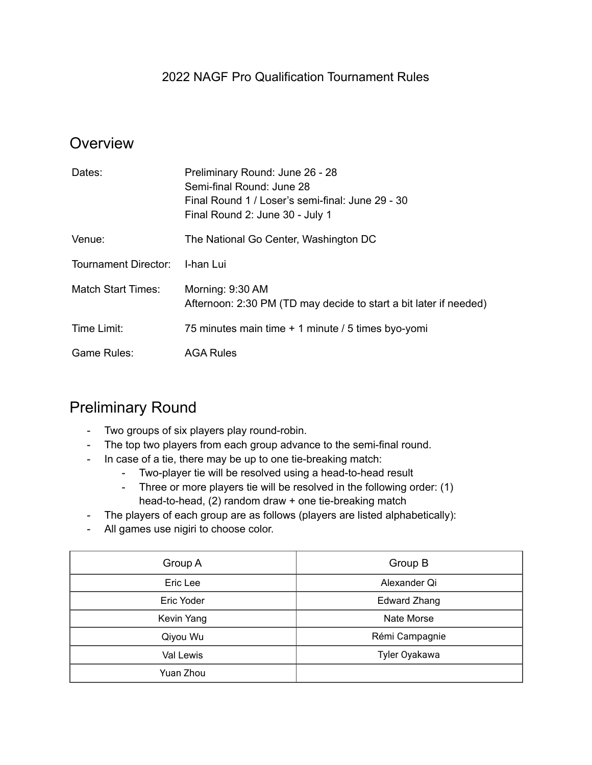# 2022 NAGF Pro Qualification Tournament Rules

## Overview

| | |
|---|---|
| Dates: | Preliminary Round: June 26 - 28<br>Semi-final Round: June 28<br>Final Round 1 / Loser's semi-final: June 29 - 30<br>Final Round 2: June 30 - July 1 |
| Venue: | The National Go Center, Washington DC |
| Tournament Director: | I-han Lui |
| Match Start Times: | Morning: 9:30 AM<br>Afternoon: 2:30 PM (TD may decide to start a bit later if needed) |
| Time Limit: | 75 minutes main time + 1 minute / 5 times byo-yomi |
| Game Rules: | AGA Rules |

## Preliminary Round

- Two groups of six players play round-robin.
- The top two players from each group advance to the semi-final round.
- In case of a tie, there may be up to one tie-breaking match:
  - Two-player tie will be resolved using a head-to-head result
  - Three or more players tie will be resolved in the following order: (1) head-to-head, (2) random draw + one tie-breaking match
- The players of each group are as follows (players are listed alphabetically):
- All games use nigiri to choose color.

| Group A | Group B |
|---|---|
| Eric Lee | Alexander Qi |
| Eric Yoder | Edward Zhang |
| Kevin Yang | Nate Morse |
| Qiyou Wu | Rémi Campagnie |
| Val Lewis | Tyler Oyakawa |
| Yuan Zhou | |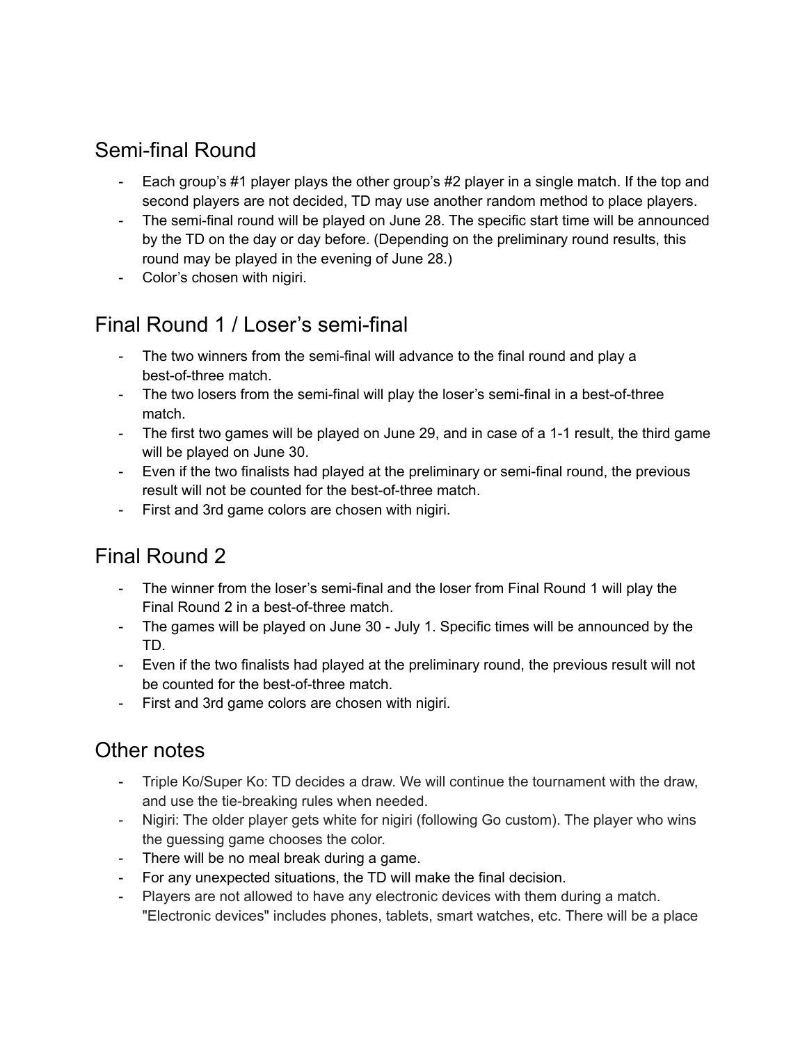## Semi-final Round

- Each group's #1 player plays the other group's #2 player in a single match. If the top and second players are not decided, TD may use another random method to place players.
- The semi-final round will be played on June 28. The specific start time will be announced by the TD on the day or day before. (Depending on the preliminary round results, this round may be played in the evening of June 28.)
- Color's chosen with nigiri.

## Final Round 1 / Loser's semi-final

- The two winners from the semi-final will advance to the final round and play a best-of-three match.
- The two losers from the semi-final will play the loser's semi-final in a best-of-three match.
- The first two games will be played on June 29, and in case of a 1-1 result, the third game will be played on June 30.
- Even if the two finalists had played at the preliminary or semi-final round, the previous result will not be counted for the best-of-three match.
- First and 3rd game colors are chosen with nigiri.

## Final Round 2

- The winner from the loser's semi-final and the loser from Final Round 1 will play the Final Round 2 in a best-of-three match.
- The games will be played on June 30 - July 1. Specific times will be announced by the TD.
- Even if the two finalists had played at the preliminary round, the previous result will not be counted for the best-of-three match.
- First and 3rd game colors are chosen with nigiri.

## Other notes

- Triple Ko/Super Ko: TD decides a draw. We will continue the tournament with the draw, and use the tie-breaking rules when needed.
- Nigiri: The older player gets white for nigiri (following Go custom). The player who wins the guessing game chooses the color.
- There will be no meal break during a game.
- For any unexpected situations, the TD will make the final decision.
- Players are not allowed to have any electronic devices with them during a match. "Electronic devices" includes phones, tablets, smart watches, etc. There will be a place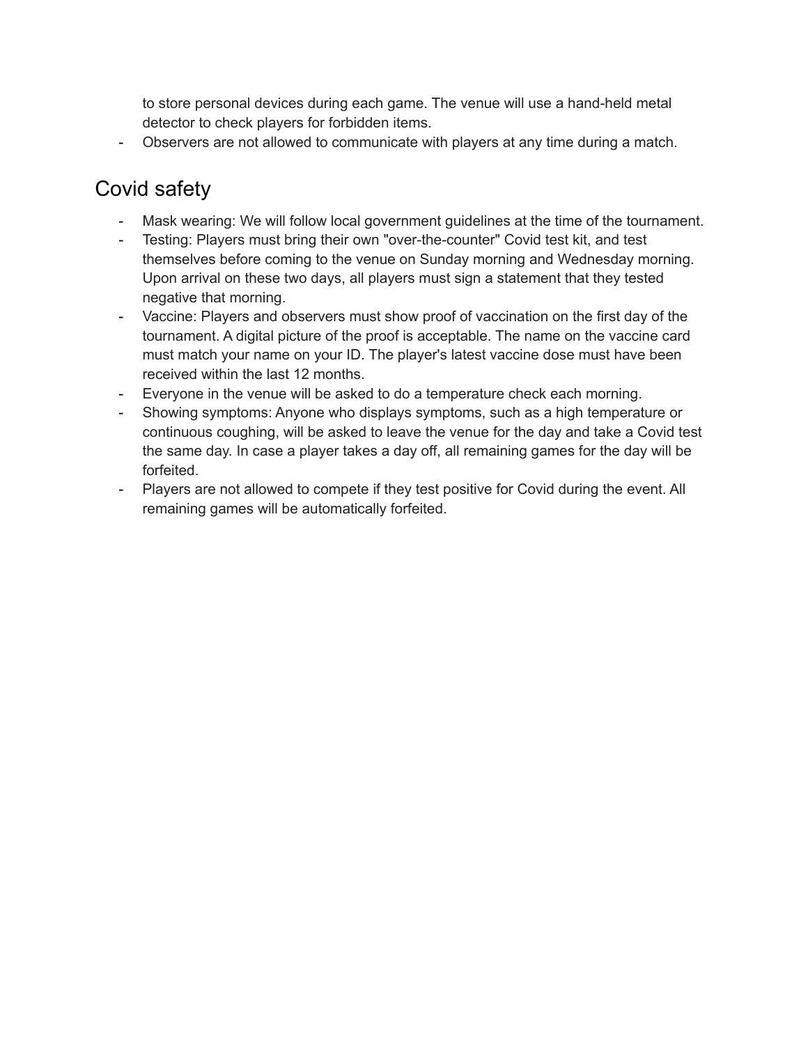to store personal devices during each game. The venue will use a hand-held metal detector to check players for forbidden items.

- Observers are not allowed to communicate with players at any time during a match.

## Covid safety

- Mask wearing: We will follow local government guidelines at the time of the tournament.
- Testing: Players must bring their own "over-the-counter" Covid test kit, and test themselves before coming to the venue on Sunday morning and Wednesday morning. Upon arrival on these two days, all players must sign a statement that they tested negative that morning.
- Vaccine: Players and observers must show proof of vaccination on the first day of the tournament. A digital picture of the proof is acceptable. The name on the vaccine card must match your name on your ID. The player's latest vaccine dose must have been received within the last 12 months.
- Everyone in the venue will be asked to do a temperature check each morning.
- Showing symptoms: Anyone who displays symptoms, such as a high temperature or continuous coughing, will be asked to leave the venue for the day and take a Covid test the same day. In case a player takes a day off, all remaining games for the day will be forfeited.
- Players are not allowed to compete if they test positive for Covid during the event. All remaining games will be automatically forfeited.